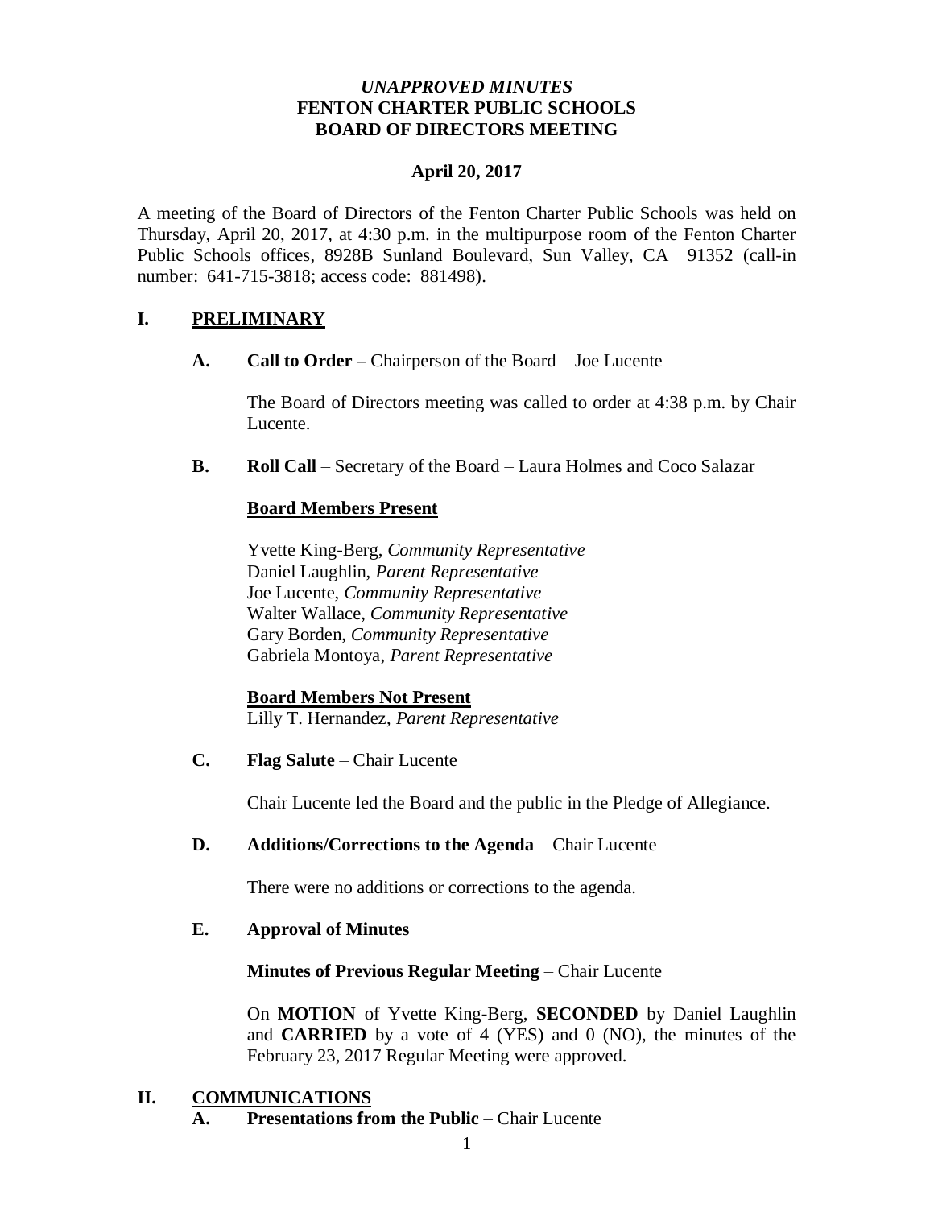*UNAPPROVED MINUTES*

**FENTON CHARTER PUBLIC SCHOOLS**

**BOARD OF DIRECTORS MEETING**

**April 20, 2017**

A meeting of the Board of Directors of the Fenton Charter Public Schools was held on Thursday, April 20, 2017, at 4:30 p.m. in the multipurpose room of the Fenton Charter Public Schools offices, 8928B Sunland Boulevard, Sun Valley, CA 91352 (call-in number: 641-715-3818; access code: 881498).

# I. PRELIMINARY

**A. Call to Order –** Chairperson of the Board – Joe Lucente

The Board of Directors meeting was called to order at 4:38 p.m. by Chair Lucente.

**B. Roll Call** – Secretary of the Board – Laura Holmes and Coco Salazar

**Board Members Present**

Yvette King-Berg, *Community Representative*
Daniel Laughlin, *Parent Representative*
Joe Lucente, *Community Representative*
Walter Wallace, *Community Representative*
Gary Borden, *Community Representative*
Gabriela Montoya, *Parent Representative*

**Board Members Not Present**

Lilly T. Hernandez, *Parent Representative*

**C. Flag Salute** – Chair Lucente

Chair Lucente led the Board and the public in the Pledge of Allegiance.

**D. Additions/Corrections to the Agenda** – Chair Lucente

There were no additions or corrections to the agenda.

**E. Approval of Minutes**

**Minutes of Previous Regular Meeting** – Chair Lucente

On **MOTION** of Yvette King-Berg, **SECONDED** by Daniel Laughlin and **CARRIED** by a vote of 4 (YES) and 0 (NO), the minutes of the February 23, 2017 Regular Meeting were approved.

# II. COMMUNICATIONS

**A. Presentations from the Public** – Chair Lucente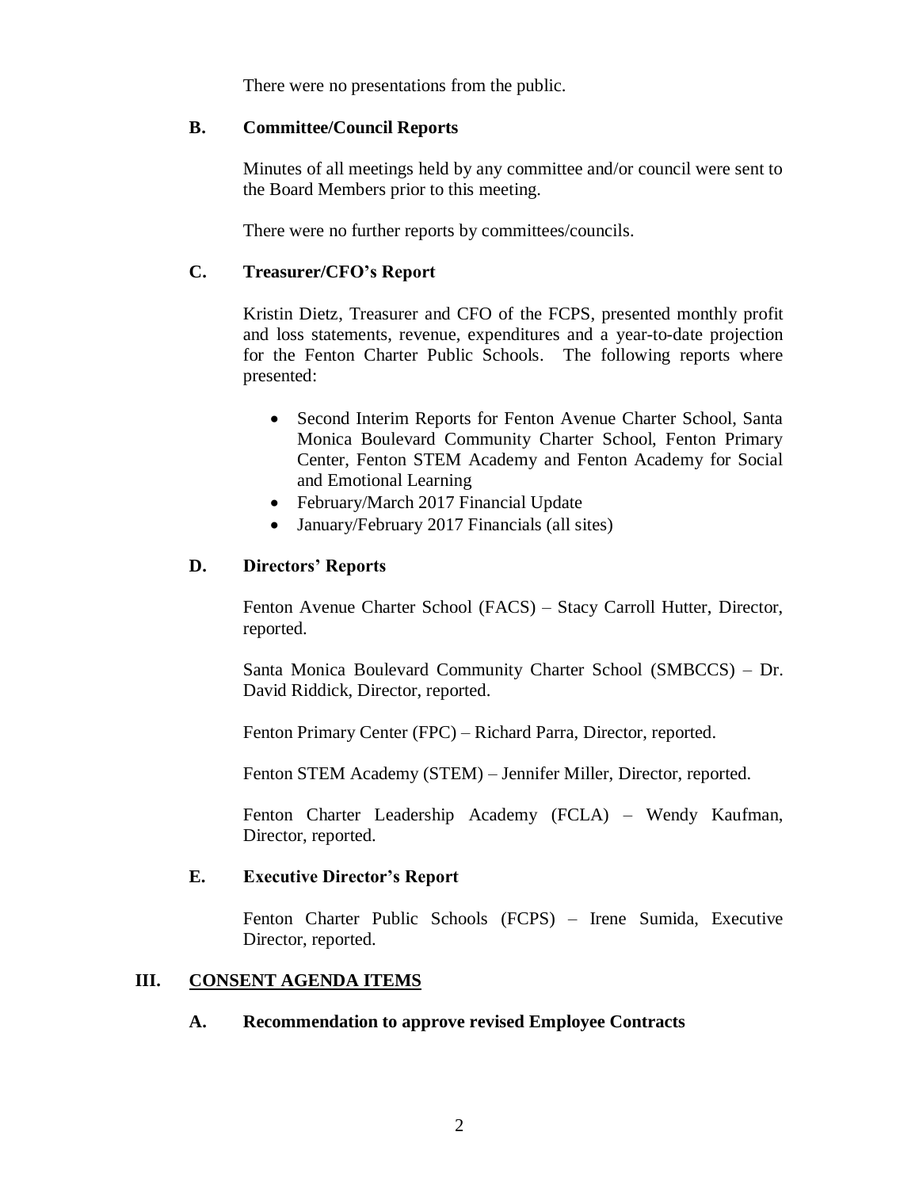There were no presentations from the public.

### B. Committee/Council Reports

Minutes of all meetings held by any committee and/or council were sent to the Board Members prior to this meeting.

There were no further reports by committees/councils.

### C. Treasurer/CFO's Report

Kristin Dietz, Treasurer and CFO of the FCPS, presented monthly profit and loss statements, revenue, expenditures and a year-to-date projection for the Fenton Charter Public Schools. The following reports where presented:

- Second Interim Reports for Fenton Avenue Charter School, Santa Monica Boulevard Community Charter School, Fenton Primary Center, Fenton STEM Academy and Fenton Academy for Social and Emotional Learning
- February/March 2017 Financial Update
- January/February 2017 Financials (all sites)

### D. Directors' Reports

Fenton Avenue Charter School (FACS) – Stacy Carroll Hutter, Director, reported.

Santa Monica Boulevard Community Charter School (SMBCCS) – Dr. David Riddick, Director, reported.

Fenton Primary Center (FPC) – Richard Parra, Director, reported.

Fenton STEM Academy (STEM) – Jennifer Miller, Director, reported.

Fenton Charter Leadership Academy (FCLA) – Wendy Kaufman, Director, reported.

### E. Executive Director's Report

Fenton Charter Public Schools (FCPS) – Irene Sumida, Executive Director, reported.

## III. CONSENT AGENDA ITEMS

### A. Recommendation to approve revised Employee Contracts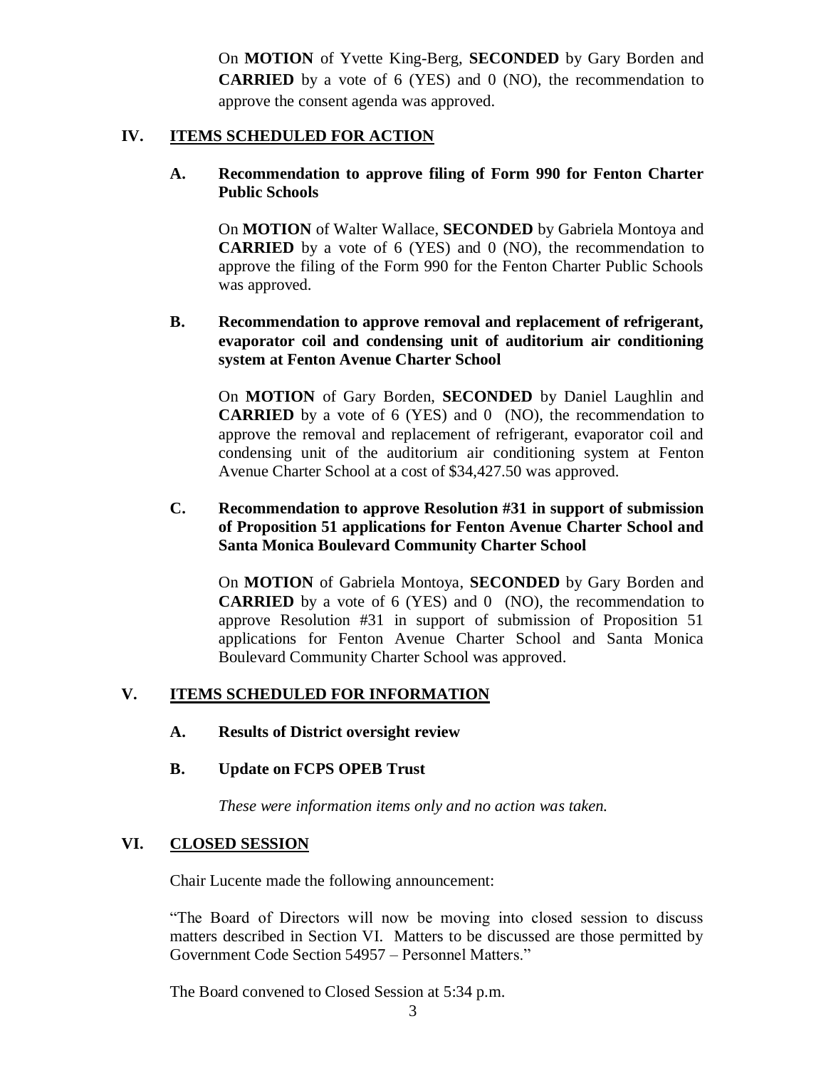On **MOTION** of Yvette King-Berg, **SECONDED** by Gary Borden and **CARRIED** by a vote of 6 (YES) and 0 (NO), the recommendation to approve the consent agenda was approved.

## IV. ITEMS SCHEDULED FOR ACTION

### A. Recommendation to approve filing of Form 990 for Fenton Charter Public Schools

On **MOTION** of Walter Wallace, **SECONDED** by Gabriela Montoya and **CARRIED** by a vote of 6 (YES) and 0 (NO), the recommendation to approve the filing of the Form 990 for the Fenton Charter Public Schools was approved.

### B. Recommendation to approve removal and replacement of refrigerant, evaporator coil and condensing unit of auditorium air conditioning system at Fenton Avenue Charter School

On **MOTION** of Gary Borden, **SECONDED** by Daniel Laughlin and **CARRIED** by a vote of 6 (YES) and 0 (NO), the recommendation to approve the removal and replacement of refrigerant, evaporator coil and condensing unit of the auditorium air conditioning system at Fenton Avenue Charter School at a cost of $34,427.50 was approved.

### C. Recommendation to approve Resolution #31 in support of submission of Proposition 51 applications for Fenton Avenue Charter School and Santa Monica Boulevard Community Charter School

On **MOTION** of Gabriela Montoya, **SECONDED** by Gary Borden and **CARRIED** by a vote of 6 (YES) and 0 (NO), the recommendation to approve Resolution #31 in support of submission of Proposition 51 applications for Fenton Avenue Charter School and Santa Monica Boulevard Community Charter School was approved.

## V. ITEMS SCHEDULED FOR INFORMATION

### A. Results of District oversight review

### B. Update on FCPS OPEB Trust

*These were information items only and no action was taken.*

## VI. CLOSED SESSION

Chair Lucente made the following announcement:

"The Board of Directors will now be moving into closed session to discuss matters described in Section VI. Matters to be discussed are those permitted by Government Code Section 54957 – Personnel Matters."

The Board convened to Closed Session at 5:34 p.m.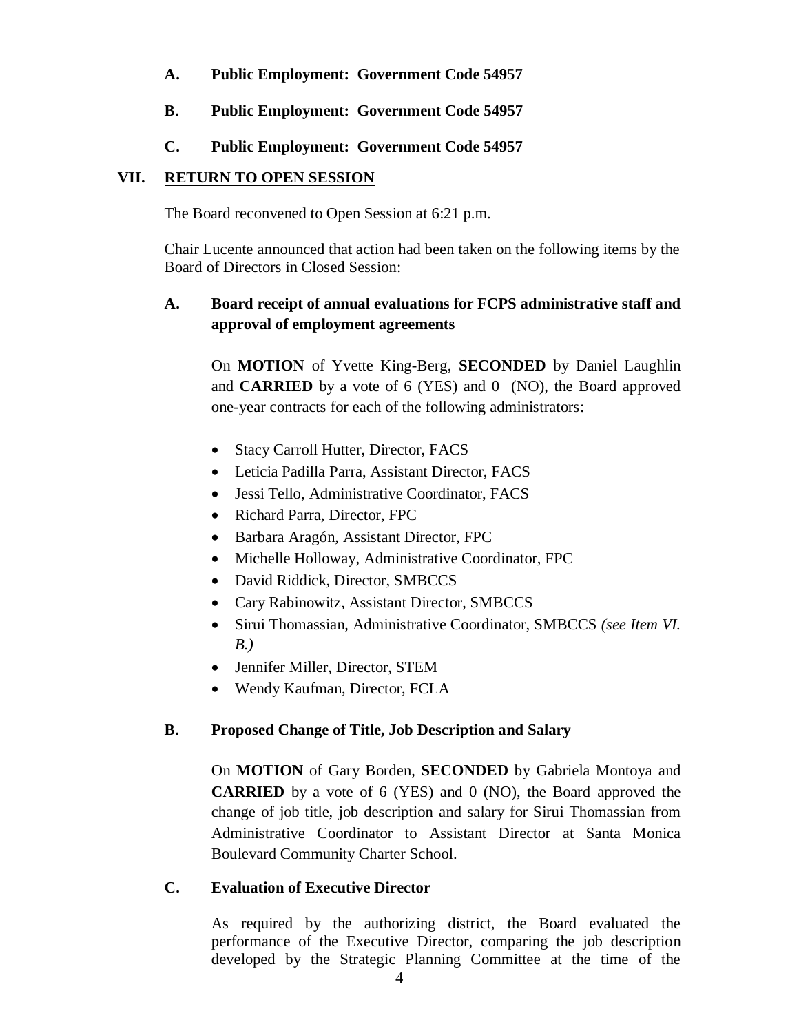**A. Public Employment: Government Code 54957**

**B. Public Employment: Government Code 54957**

**C. Public Employment: Government Code 54957**

## VII. RETURN TO OPEN SESSION

The Board reconvened to Open Session at 6:21 p.m.

Chair Lucente announced that action had been taken on the following items by the Board of Directors in Closed Session:

### A. Board receipt of annual evaluations for FCPS administrative staff and approval of employment agreements

On **MOTION** of Yvette King-Berg, **SECONDED** by Daniel Laughlin and **CARRIED** by a vote of 6 (YES) and 0 (NO), the Board approved one-year contracts for each of the following administrators:

- Stacy Carroll Hutter, Director, FACS
- Leticia Padilla Parra, Assistant Director, FACS
- Jessi Tello, Administrative Coordinator, FACS
- Richard Parra, Director, FPC
- Barbara Aragón, Assistant Director, FPC
- Michelle Holloway, Administrative Coordinator, FPC
- David Riddick, Director, SMBCCS
- Cary Rabinowitz, Assistant Director, SMBCCS
- Sirui Thomassian, Administrative Coordinator, SMBCCS *(see Item VI. B.)*
- Jennifer Miller, Director, STEM
- Wendy Kaufman, Director, FCLA

### B. Proposed Change of Title, Job Description and Salary

On **MOTION** of Gary Borden, **SECONDED** by Gabriela Montoya and **CARRIED** by a vote of 6 (YES) and 0 (NO), the Board approved the change of job title, job description and salary for Sirui Thomassian from Administrative Coordinator to Assistant Director at Santa Monica Boulevard Community Charter School.

### C. Evaluation of Executive Director

As required by the authorizing district, the Board evaluated the performance of the Executive Director, comparing the job description developed by the Strategic Planning Committee at the time of the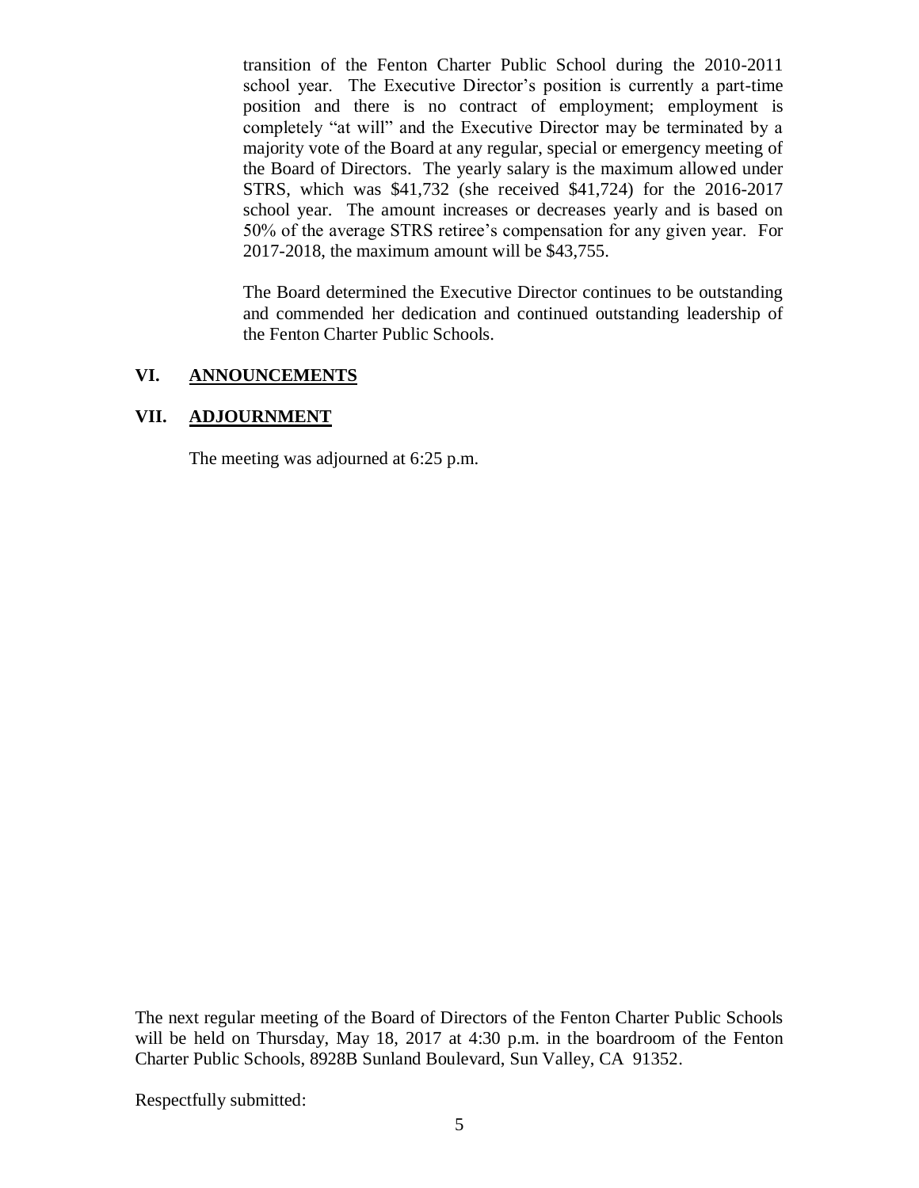transition of the Fenton Charter Public School during the 2010-2011 school year. The Executive Director's position is currently a part-time position and there is no contract of employment; employment is completely "at will" and the Executive Director may be terminated by a majority vote of the Board at any regular, special or emergency meeting of the Board of Directors. The yearly salary is the maximum allowed under STRS, which was $41,732 (she received $41,724) for the 2016-2017 school year. The amount increases or decreases yearly and is based on 50% of the average STRS retiree's compensation for any given year. For 2017-2018, the maximum amount will be $43,755.

The Board determined the Executive Director continues to be outstanding and commended her dedication and continued outstanding leadership of the Fenton Charter Public Schools.

## VI. ANNOUNCEMENTS

## VII. ADJOURNMENT

The meeting was adjourned at 6:25 p.m.

The next regular meeting of the Board of Directors of the Fenton Charter Public Schools will be held on Thursday, May 18, 2017 at 4:30 p.m. in the boardroom of the Fenton Charter Public Schools, 8928B Sunland Boulevard, Sun Valley, CA 91352.

Respectfully submitted: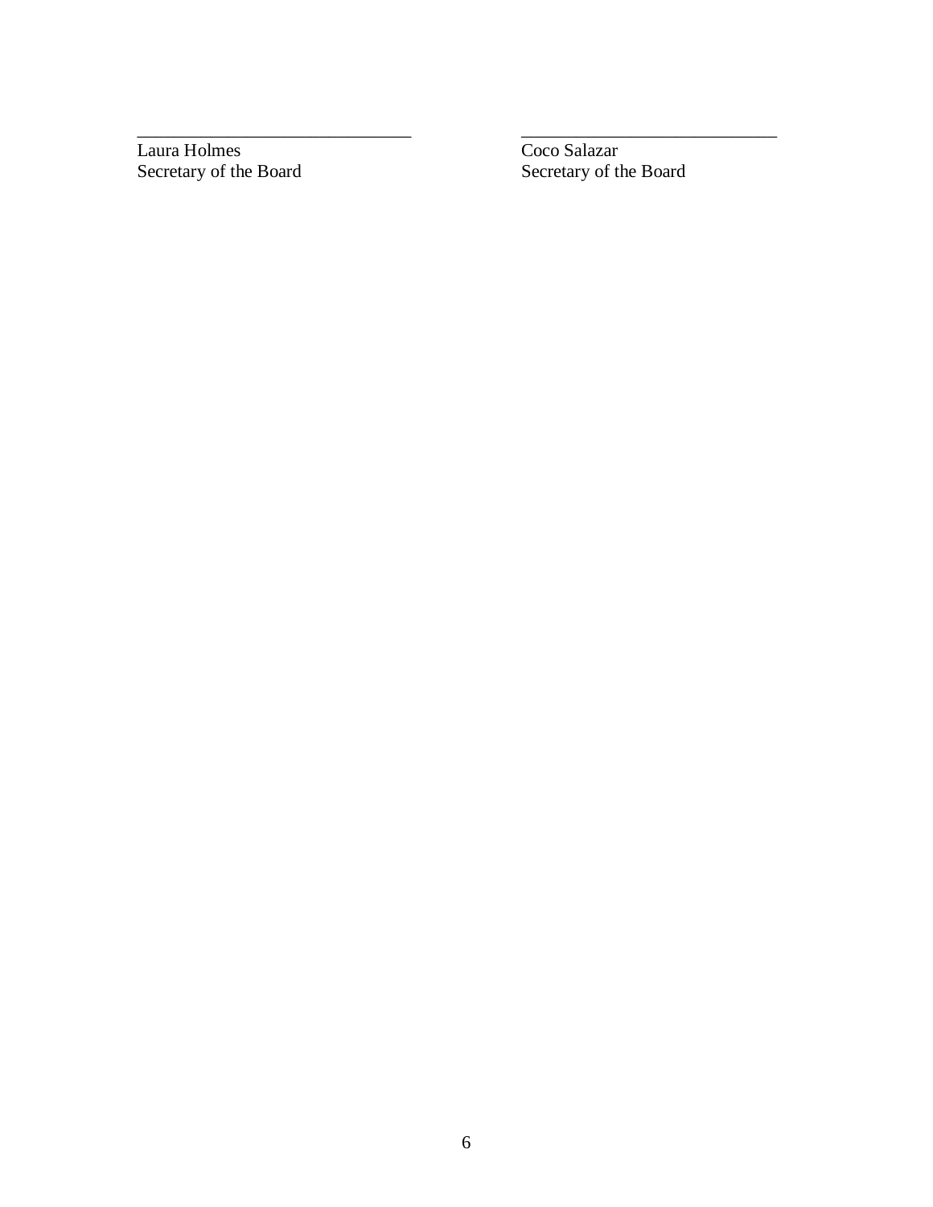| | |
|---|---|
| ______________________________ | ____________________________ |
| Laura Holmes | Coco Salazar |
| Secretary of the Board | Secretary of the Board |